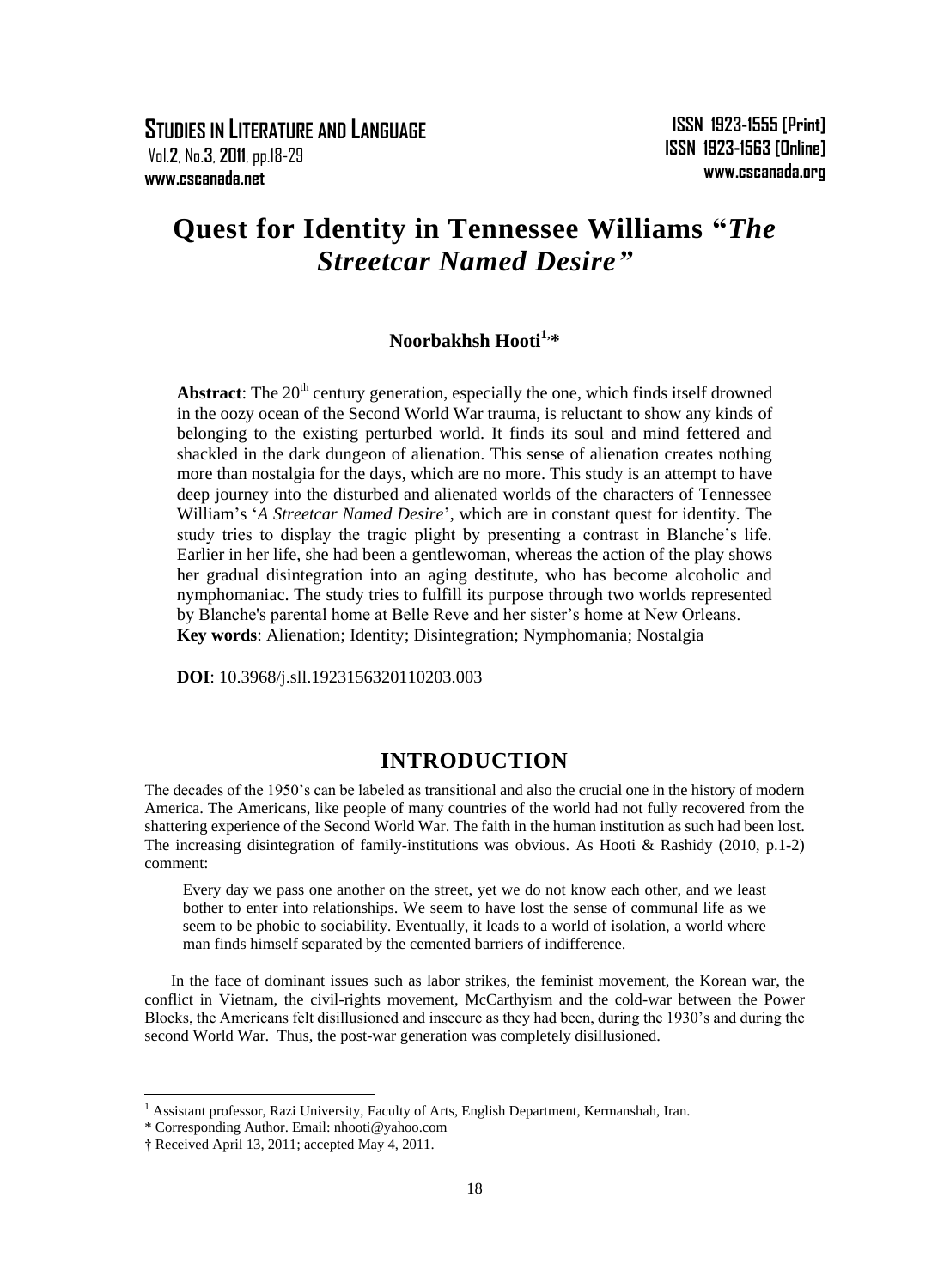# Quest for Identity in Tennessee Williams "*The Streetcar Named Desire*"

**Noorbakhsh Hooti[1],***

**Abstract**: The 20th century generation, especially the one, which finds itself drowned in the oozy ocean of the Second World War trauma, is reluctant to show any kinds of belonging to the existing perturbed world. It finds its soul and mind fettered and shackled in the dark dungeon of alienation. This sense of alienation creates nothing more than nostalgia for the days, which are no more. This study is an attempt to have deep journey into the disturbed and alienated worlds of the characters of Tennessee William's '*A Streetcar Named Desire*', which are in constant quest for identity. The study tries to display the tragic plight by presenting a contrast in Blanche's life. Earlier in her life, she had been a gentlewoman, whereas the action of the play shows her gradual disintegration into an aging destitute, who has become alcoholic and nymphomaniac. The study tries to fulfill its purpose through two worlds represented by Blanche's parental home at Belle Reve and her sister's home at New Orleans.

**Key words**: Alienation; Identity; Disintegration; Nymphomania; Nostalgia

**DOI**: 10.3968/j.sll.1923156320110203.003

## INTRODUCTION

The decades of the 1950's can be labeled as transitional and also the crucial one in the history of modern America. The Americans, like people of many countries of the world had not fully recovered from the shattering experience of the Second World War. The faith in the human institution as such had been lost. The increasing disintegration of family-institutions was obvious. As Hooti & Rashidy (2010, p.1-2) comment:

> Every day we pass one another on the street, yet we do not know each other, and we least bother to enter into relationships. We seem to have lost the sense of communal life as we seem to be phobic to sociability. Eventually, it leads to a world of isolation, a world where man finds himself separated by the cemented barriers of indifference.

In the face of dominant issues such as labor strikes, the feminist movement, the Korean war, the conflict in Vietnam, the civil-rights movement, McCarthyism and the cold-war between the Power Blocks, the Americans felt disillusioned and insecure as they had been, during the 1930's and during the second World War. Thus, the post-war generation was completely disillusioned.

---

[1] Assistant professor, Razi University, Faculty of Arts, English Department, Kermanshah, Iran.

\* Corresponding Author. Email: nhooti@yahoo.com

† Received April 13, 2011; accepted May 4, 2011.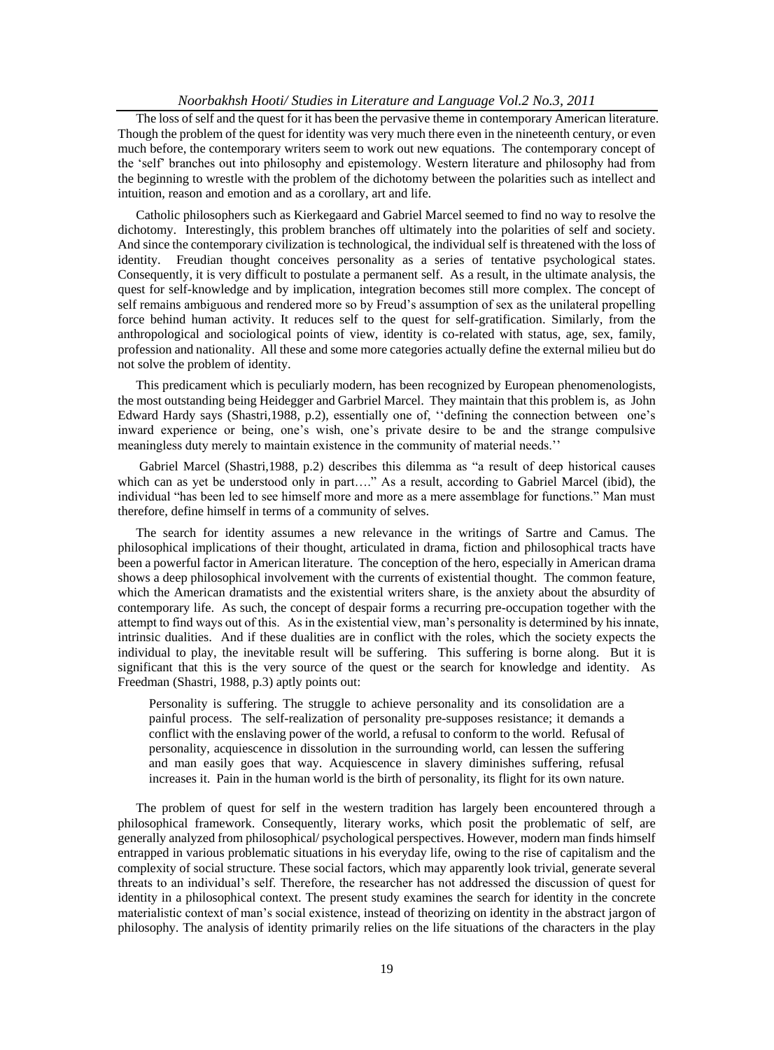The loss of self and the quest for it has been the pervasive theme in contemporary American literature. Though the problem of the quest for identity was very much there even in the nineteenth century, or even much before, the contemporary writers seem to work out new equations. The contemporary concept of the 'self' branches out into philosophy and epistemology. Western literature and philosophy had from the beginning to wrestle with the problem of the dichotomy between the polarities such as intellect and intuition, reason and emotion and as a corollary, art and life.

Catholic philosophers such as Kierkegaard and Gabriel Marcel seemed to find no way to resolve the dichotomy. Interestingly, this problem branches off ultimately into the polarities of self and society. And since the contemporary civilization is technological, the individual self is threatened with the loss of identity. Freudian thought conceives personality as a series of tentative psychological states. Consequently, it is very difficult to postulate a permanent self. As a result, in the ultimate analysis, the quest for self-knowledge and by implication, integration becomes still more complex. The concept of self remains ambiguous and rendered more so by Freud's assumption of sex as the unilateral propelling force behind human activity. It reduces self to the quest for self-gratification. Similarly, from the anthropological and sociological points of view, identity is co-related with status, age, sex, family, profession and nationality. All these and some more categories actually define the external milieu but do not solve the problem of identity.

This predicament which is peculiarly modern, has been recognized by European phenomenologists, the most outstanding being Heidegger and Garbriel Marcel. They maintain that this problem is, as John Edward Hardy says (Shastri,1988, p.2), essentially one of, ''defining the connection between one's inward experience or being, one's wish, one's private desire to be and the strange compulsive meaningless duty merely to maintain existence in the community of material needs.''

Gabriel Marcel (Shastri,1988, p.2) describes this dilemma as "a result of deep historical causes which can as yet be understood only in part…." As a result, according to Gabriel Marcel (ibid), the individual "has been led to see himself more and more as a mere assemblage for functions." Man must therefore, define himself in terms of a community of selves.

The search for identity assumes a new relevance in the writings of Sartre and Camus. The philosophical implications of their thought, articulated in drama, fiction and philosophical tracts have been a powerful factor in American literature. The conception of the hero, especially in American drama shows a deep philosophical involvement with the currents of existential thought. The common feature, which the American dramatists and the existential writers share, is the anxiety about the absurdity of contemporary life. As such, the concept of despair forms a recurring pre-occupation together with the attempt to find ways out of this. As in the existential view, man's personality is determined by his innate, intrinsic dualities. And if these dualities are in conflict with the roles, which the society expects the individual to play, the inevitable result will be suffering. This suffering is borne along. But it is significant that this is the very source of the quest or the search for knowledge and identity. As Freedman (Shastri, 1988, p.3) aptly points out:

> Personality is suffering. The struggle to achieve personality and its consolidation are a painful process. The self-realization of personality pre-supposes resistance; it demands a conflict with the enslaving power of the world, a refusal to conform to the world. Refusal of personality, acquiescence in dissolution in the surrounding world, can lessen the suffering and man easily goes that way. Acquiescence in slavery diminishes suffering, refusal increases it. Pain in the human world is the birth of personality, its flight for its own nature.

The problem of quest for self in the western tradition has largely been encountered through a philosophical framework. Consequently, literary works, which posit the problematic of self, are generally analyzed from philosophical/ psychological perspectives. However, modern man finds himself entrapped in various problematic situations in his everyday life, owing to the rise of capitalism and the complexity of social structure. These social factors, which may apparently look trivial, generate several threats to an individual's self. Therefore, the researcher has not addressed the discussion of quest for identity in a philosophical context. The present study examines the search for identity in the concrete materialistic context of man's social existence, instead of theorizing on identity in the abstract jargon of philosophy. The analysis of identity primarily relies on the life situations of the characters in the play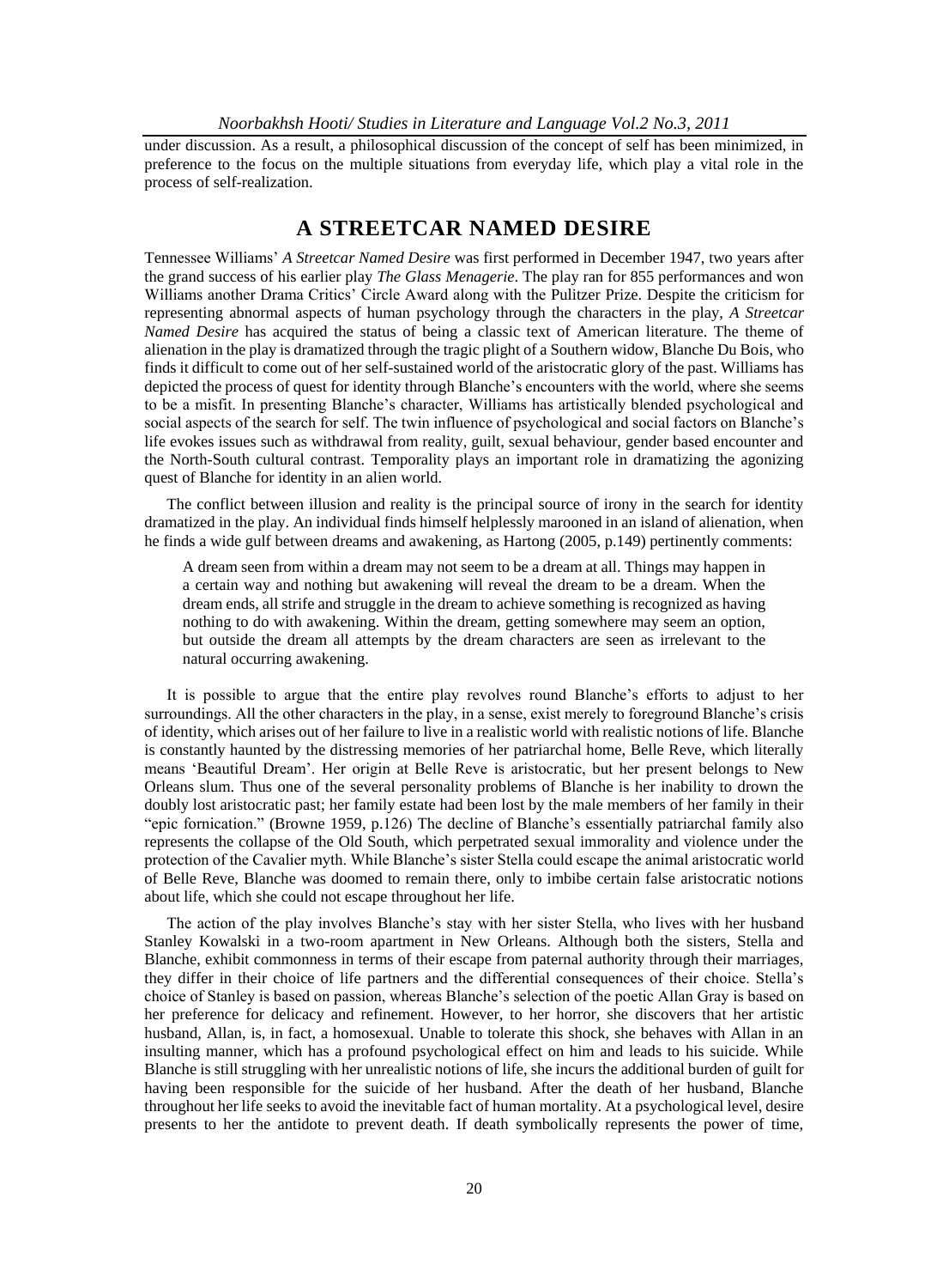under discussion. As a result, a philosophical discussion of the concept of self has been minimized, in preference to the focus on the multiple situations from everyday life, which play a vital role in the process of self-realization.

## A STREETCAR NAMED DESIRE

Tennessee Williams' *A Streetcar Named Desire* was first performed in December 1947, two years after the grand success of his earlier play *The Glass Menagerie*. The play ran for 855 performances and won Williams another Drama Critics' Circle Award along with the Pulitzer Prize. Despite the criticism for representing abnormal aspects of human psychology through the characters in the play, *A Streetcar Named Desire* has acquired the status of being a classic text of American literature. The theme of alienation in the play is dramatized through the tragic plight of a Southern widow, Blanche Du Bois, who finds it difficult to come out of her self-sustained world of the aristocratic glory of the past. Williams has depicted the process of quest for identity through Blanche's encounters with the world, where she seems to be a misfit. In presenting Blanche's character, Williams has artistically blended psychological and social aspects of the search for self. The twin influence of psychological and social factors on Blanche's life evokes issues such as withdrawal from reality, guilt, sexual behaviour, gender based encounter and the North-South cultural contrast. Temporality plays an important role in dramatizing the agonizing quest of Blanche for identity in an alien world.

The conflict between illusion and reality is the principal source of irony in the search for identity dramatized in the play. An individual finds himself helplessly marooned in an island of alienation, when he finds a wide gulf between dreams and awakening, as Hartong (2005, p.149) pertinently comments:

> A dream seen from within a dream may not seem to be a dream at all. Things may happen in a certain way and nothing but awakening will reveal the dream to be a dream. When the dream ends, all strife and struggle in the dream to achieve something is recognized as having nothing to do with awakening. Within the dream, getting somewhere may seem an option, but outside the dream all attempts by the dream characters are seen as irrelevant to the natural occurring awakening.

It is possible to argue that the entire play revolves round Blanche's efforts to adjust to her surroundings. All the other characters in the play, in a sense, exist merely to foreground Blanche's crisis of identity, which arises out of her failure to live in a realistic world with realistic notions of life. Blanche is constantly haunted by the distressing memories of her patriarchal home, Belle Reve, which literally means 'Beautiful Dream'. Her origin at Belle Reve is aristocratic, but her present belongs to New Orleans slum. Thus one of the several personality problems of Blanche is her inability to drown the doubly lost aristocratic past; her family estate had been lost by the male members of her family in their "epic fornication." (Browne 1959, p.126) The decline of Blanche's essentially patriarchal family also represents the collapse of the Old South, which perpetrated sexual immorality and violence under the protection of the Cavalier myth. While Blanche's sister Stella could escape the animal aristocratic world of Belle Reve, Blanche was doomed to remain there, only to imbibe certain false aristocratic notions about life, which she could not escape throughout her life.

The action of the play involves Blanche's stay with her sister Stella, who lives with her husband Stanley Kowalski in a two-room apartment in New Orleans. Although both the sisters, Stella and Blanche, exhibit commonness in terms of their escape from paternal authority through their marriages, they differ in their choice of life partners and the differential consequences of their choice. Stella's choice of Stanley is based on passion, whereas Blanche's selection of the poetic Allan Gray is based on her preference for delicacy and refinement. However, to her horror, she discovers that her artistic husband, Allan, is, in fact, a homosexual. Unable to tolerate this shock, she behaves with Allan in an insulting manner, which has a profound psychological effect on him and leads to his suicide. While Blanche is still struggling with her unrealistic notions of life, she incurs the additional burden of guilt for having been responsible for the suicide of her husband. After the death of her husband, Blanche throughout her life seeks to avoid the inevitable fact of human mortality. At a psychological level, desire presents to her the antidote to prevent death. If death symbolically represents the power of time,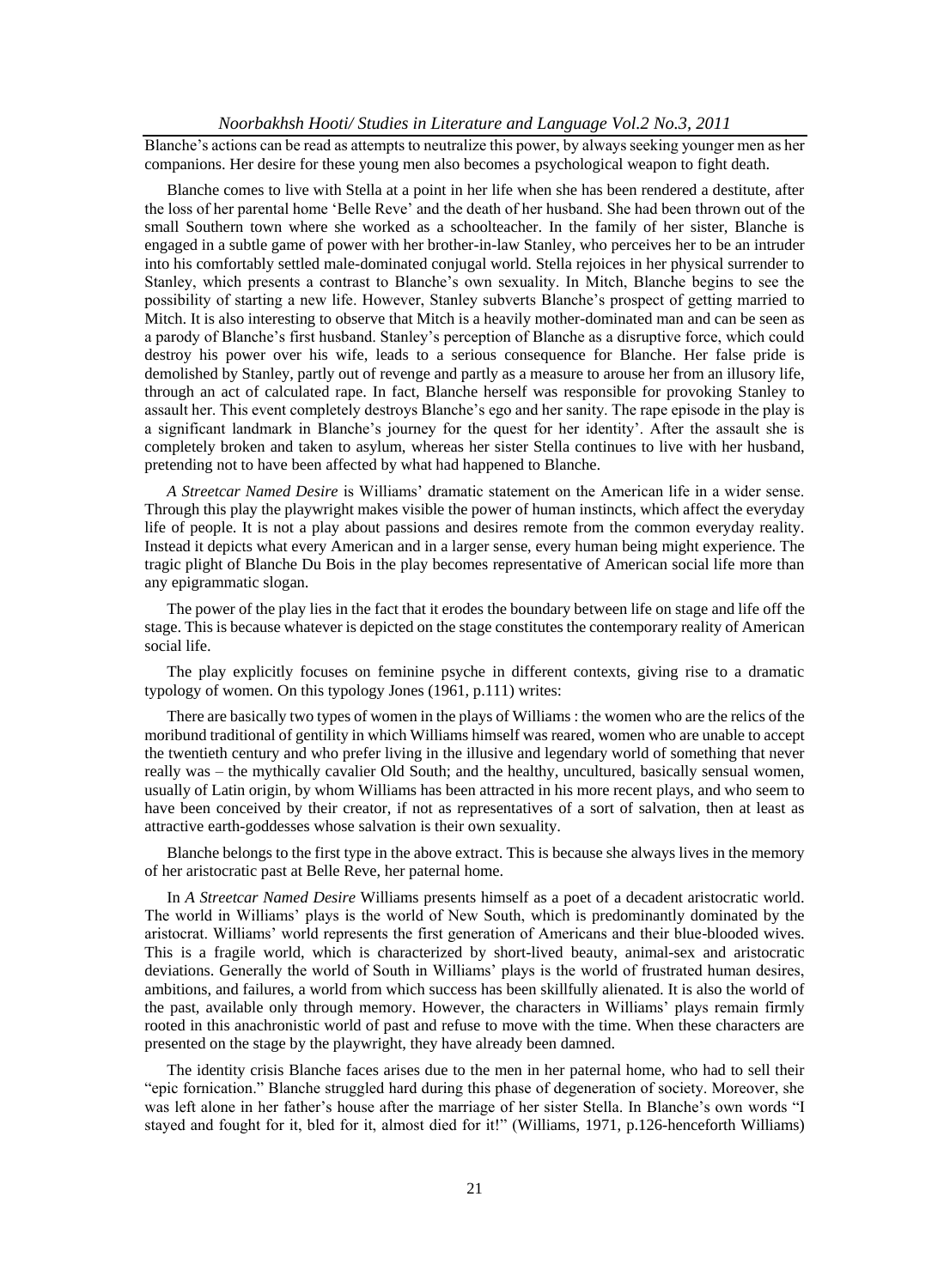Blanche's actions can be read as attempts to neutralize this power, by always seeking younger men as her companions. Her desire for these young men also becomes a psychological weapon to fight death.

Blanche comes to live with Stella at a point in her life when she has been rendered a destitute, after the loss of her parental home 'Belle Reve' and the death of her husband. She had been thrown out of the small Southern town where she worked as a schoolteacher. In the family of her sister, Blanche is engaged in a subtle game of power with her brother-in-law Stanley, who perceives her to be an intruder into his comfortably settled male-dominated conjugal world. Stella rejoices in her physical surrender to Stanley, which presents a contrast to Blanche's own sexuality. In Mitch, Blanche begins to see the possibility of starting a new life. However, Stanley subverts Blanche's prospect of getting married to Mitch. It is also interesting to observe that Mitch is a heavily mother-dominated man and can be seen as a parody of Blanche's first husband. Stanley's perception of Blanche as a disruptive force, which could destroy his power over his wife, leads to a serious consequence for Blanche. Her false pride is demolished by Stanley, partly out of revenge and partly as a measure to arouse her from an illusory life, through an act of calculated rape. In fact, Blanche herself was responsible for provoking Stanley to assault her. This event completely destroys Blanche's ego and her sanity. The rape episode in the play is a significant landmark in Blanche's journey for the quest for her identity'. After the assault she is completely broken and taken to asylum, whereas her sister Stella continues to live with her husband, pretending not to have been affected by what had happened to Blanche.

*A Streetcar Named Desire* is Williams' dramatic statement on the American life in a wider sense. Through this play the playwright makes visible the power of human instincts, which affect the everyday life of people. It is not a play about passions and desires remote from the common everyday reality. Instead it depicts what every American and in a larger sense, every human being might experience. The tragic plight of Blanche Du Bois in the play becomes representative of American social life more than any epigrammatic slogan.

The power of the play lies in the fact that it erodes the boundary between life on stage and life off the stage. This is because whatever is depicted on the stage constitutes the contemporary reality of American social life.

The play explicitly focuses on feminine psyche in different contexts, giving rise to a dramatic typology of women. On this typology Jones (1961, p.111) writes:

There are basically two types of women in the plays of Williams : the women who are the relics of the moribund traditional of gentility in which Williams himself was reared, women who are unable to accept the twentieth century and who prefer living in the illusive and legendary world of something that never really was – the mythically cavalier Old South; and the healthy, uncultured, basically sensual women, usually of Latin origin, by whom Williams has been attracted in his more recent plays, and who seem to have been conceived by their creator, if not as representatives of a sort of salvation, then at least as attractive earth-goddesses whose salvation is their own sexuality.

Blanche belongs to the first type in the above extract. This is because she always lives in the memory of her aristocratic past at Belle Reve, her paternal home.

In *A Streetcar Named Desire* Williams presents himself as a poet of a decadent aristocratic world. The world in Williams' plays is the world of New South, which is predominantly dominated by the aristocrat. Williams' world represents the first generation of Americans and their blue-blooded wives. This is a fragile world, which is characterized by short-lived beauty, animal-sex and aristocratic deviations. Generally the world of South in Williams' plays is the world of frustrated human desires, ambitions, and failures, a world from which success has been skillfully alienated. It is also the world of the past, available only through memory. However, the characters in Williams' plays remain firmly rooted in this anachronistic world of past and refuse to move with the time. When these characters are presented on the stage by the playwright, they have already been damned.

The identity crisis Blanche faces arises due to the men in her paternal home, who had to sell their "epic fornication." Blanche struggled hard during this phase of degeneration of society. Moreover, she was left alone in her father's house after the marriage of her sister Stella. In Blanche's own words "I stayed and fought for it, bled for it, almost died for it!" (Williams, 1971, p.126-henceforth Williams)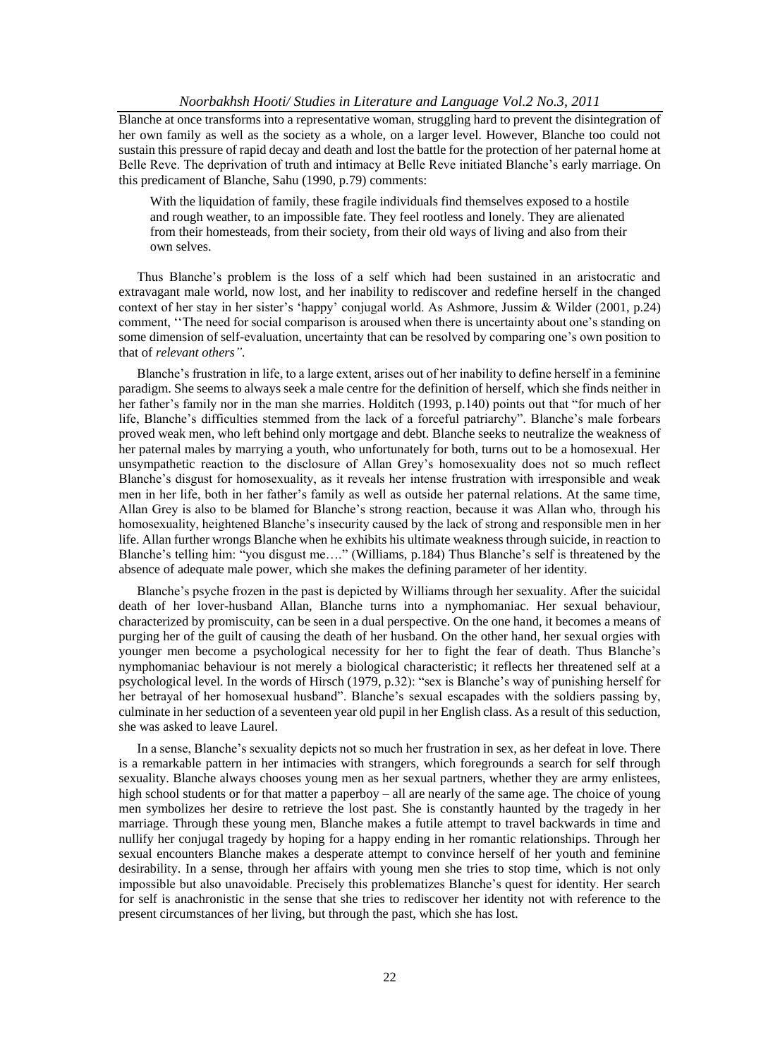Blanche at once transforms into a representative woman, struggling hard to prevent the disintegration of her own family as well as the society as a whole, on a larger level. However, Blanche too could not sustain this pressure of rapid decay and death and lost the battle for the protection of her paternal home at Belle Reve. The deprivation of truth and intimacy at Belle Reve initiated Blanche's early marriage. On this predicament of Blanche, Sahu (1990, p.79) comments:

> With the liquidation of family, these fragile individuals find themselves exposed to a hostile and rough weather, to an impossible fate. They feel rootless and lonely. They are alienated from their homesteads, from their society, from their old ways of living and also from their own selves.

Thus Blanche's problem is the loss of a self which had been sustained in an aristocratic and extravagant male world, now lost, and her inability to rediscover and redefine herself in the changed context of her stay in her sister's 'happy' conjugal world. As Ashmore, Jussim & Wilder (2001, p.24) comment, ''The need for social comparison is aroused when there is uncertainty about one's standing on some dimension of self-evaluation, uncertainty that can be resolved by comparing one's own position to that of *relevant others"*.

Blanche's frustration in life, to a large extent, arises out of her inability to define herself in a feminine paradigm. She seems to always seek a male centre for the definition of herself, which she finds neither in her father's family nor in the man she marries. Holditch (1993, p.140) points out that "for much of her life, Blanche's difficulties stemmed from the lack of a forceful patriarchy". Blanche's male forbears proved weak men, who left behind only mortgage and debt. Blanche seeks to neutralize the weakness of her paternal males by marrying a youth, who unfortunately for both, turns out to be a homosexual. Her unsympathetic reaction to the disclosure of Allan Grey's homosexuality does not so much reflect Blanche's disgust for homosexuality, as it reveals her intense frustration with irresponsible and weak men in her life, both in her father's family as well as outside her paternal relations. At the same time, Allan Grey is also to be blamed for Blanche's strong reaction, because it was Allan who, through his homosexuality, heightened Blanche's insecurity caused by the lack of strong and responsible men in her life. Allan further wrongs Blanche when he exhibits his ultimate weakness through suicide, in reaction to Blanche's telling him: "you disgust me…." (Williams, p.184) Thus Blanche's self is threatened by the absence of adequate male power, which she makes the defining parameter of her identity.

Blanche's psyche frozen in the past is depicted by Williams through her sexuality. After the suicidal death of her lover-husband Allan, Blanche turns into a nymphomaniac. Her sexual behaviour, characterized by promiscuity, can be seen in a dual perspective. On the one hand, it becomes a means of purging her of the guilt of causing the death of her husband. On the other hand, her sexual orgies with younger men become a psychological necessity for her to fight the fear of death. Thus Blanche's nymphomaniac behaviour is not merely a biological characteristic; it reflects her threatened self at a psychological level. In the words of Hirsch (1979, p.32): "sex is Blanche's way of punishing herself for her betrayal of her homosexual husband". Blanche's sexual escapades with the soldiers passing by, culminate in her seduction of a seventeen year old pupil in her English class. As a result of this seduction, she was asked to leave Laurel.

In a sense, Blanche's sexuality depicts not so much her frustration in sex, as her defeat in love. There is a remarkable pattern in her intimacies with strangers, which foregrounds a search for self through sexuality. Blanche always chooses young men as her sexual partners, whether they are army enlistees, high school students or for that matter a paperboy – all are nearly of the same age. The choice of young men symbolizes her desire to retrieve the lost past. She is constantly haunted by the tragedy in her marriage. Through these young men, Blanche makes a futile attempt to travel backwards in time and nullify her conjugal tragedy by hoping for a happy ending in her romantic relationships. Through her sexual encounters Blanche makes a desperate attempt to convince herself of her youth and feminine desirability. In a sense, through her affairs with young men she tries to stop time, which is not only impossible but also unavoidable. Precisely this problematizes Blanche's quest for identity. Her search for self is anachronistic in the sense that she tries to rediscover her identity not with reference to the present circumstances of her living, but through the past, which she has lost.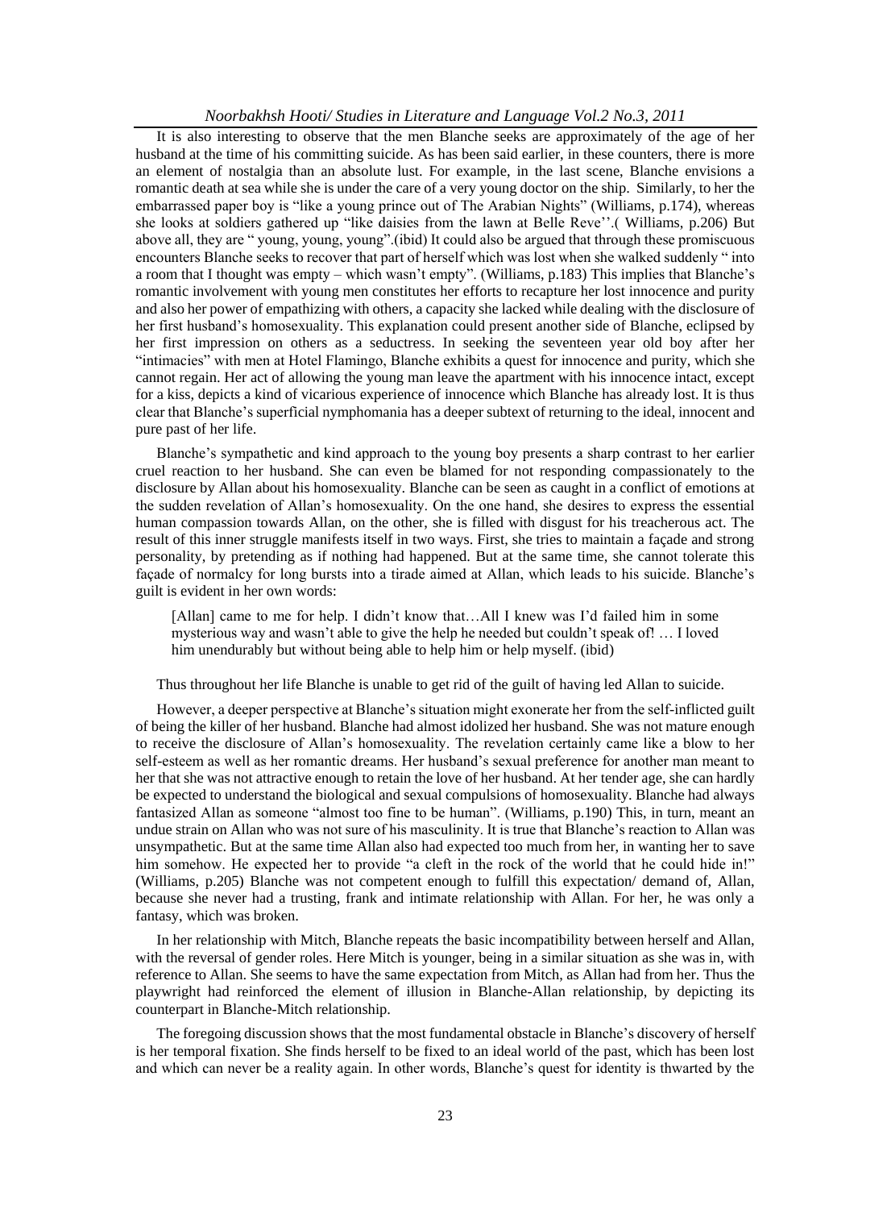It is also interesting to observe that the men Blanche seeks are approximately of the age of her husband at the time of his committing suicide. As has been said earlier, in these counters, there is more an element of nostalgia than an absolute lust. For example, in the last scene, Blanche envisions a romantic death at sea while she is under the care of a very young doctor on the ship. Similarly, to her the embarrassed paper boy is "like a young prince out of The Arabian Nights" (Williams, p.174), whereas she looks at soldiers gathered up "like daisies from the lawn at Belle Reve''.( Williams, p.206) But above all, they are " young, young, young".(ibid) It could also be argued that through these promiscuous encounters Blanche seeks to recover that part of herself which was lost when she walked suddenly " into a room that I thought was empty – which wasn't empty". (Williams, p.183) This implies that Blanche's romantic involvement with young men constitutes her efforts to recapture her lost innocence and purity and also her power of empathizing with others, a capacity she lacked while dealing with the disclosure of her first husband's homosexuality. This explanation could present another side of Blanche, eclipsed by her first impression on others as a seductress. In seeking the seventeen year old boy after her "intimacies" with men at Hotel Flamingo, Blanche exhibits a quest for innocence and purity, which she cannot regain. Her act of allowing the young man leave the apartment with his innocence intact, except for a kiss, depicts a kind of vicarious experience of innocence which Blanche has already lost. It is thus clear that Blanche's superficial nymphomania has a deeper subtext of returning to the ideal, innocent and pure past of her life.

Blanche's sympathetic and kind approach to the young boy presents a sharp contrast to her earlier cruel reaction to her husband. She can even be blamed for not responding compassionately to the disclosure by Allan about his homosexuality. Blanche can be seen as caught in a conflict of emotions at the sudden revelation of Allan's homosexuality. On the one hand, she desires to express the essential human compassion towards Allan, on the other, she is filled with disgust for his treacherous act. The result of this inner struggle manifests itself in two ways. First, she tries to maintain a façade and strong personality, by pretending as if nothing had happened. But at the same time, she cannot tolerate this façade of normalcy for long bursts into a tirade aimed at Allan, which leads to his suicide. Blanche's guilt is evident in her own words:

> [Allan] came to me for help. I didn't know that…All I knew was I'd failed him in some mysterious way and wasn't able to give the help he needed but couldn't speak of! … I loved him unendurably but without being able to help him or help myself. (ibid)

Thus throughout her life Blanche is unable to get rid of the guilt of having led Allan to suicide.

However, a deeper perspective at Blanche's situation might exonerate her from the self-inflicted guilt of being the killer of her husband. Blanche had almost idolized her husband. She was not mature enough to receive the disclosure of Allan's homosexuality. The revelation certainly came like a blow to her self-esteem as well as her romantic dreams. Her husband's sexual preference for another man meant to her that she was not attractive enough to retain the love of her husband. At her tender age, she can hardly be expected to understand the biological and sexual compulsions of homosexuality. Blanche had always fantasized Allan as someone "almost too fine to be human". (Williams, p.190) This, in turn, meant an undue strain on Allan who was not sure of his masculinity. It is true that Blanche's reaction to Allan was unsympathetic. But at the same time Allan also had expected too much from her, in wanting her to save him somehow. He expected her to provide "a cleft in the rock of the world that he could hide in!" (Williams, p.205) Blanche was not competent enough to fulfill this expectation/ demand of, Allan, because she never had a trusting, frank and intimate relationship with Allan. For her, he was only a fantasy, which was broken.

In her relationship with Mitch, Blanche repeats the basic incompatibility between herself and Allan, with the reversal of gender roles. Here Mitch is younger, being in a similar situation as she was in, with reference to Allan. She seems to have the same expectation from Mitch, as Allan had from her. Thus the playwright had reinforced the element of illusion in Blanche-Allan relationship, by depicting its counterpart in Blanche-Mitch relationship.

The foregoing discussion shows that the most fundamental obstacle in Blanche's discovery of herself is her temporal fixation. She finds herself to be fixed to an ideal world of the past, which has been lost and which can never be a reality again. In other words, Blanche's quest for identity is thwarted by the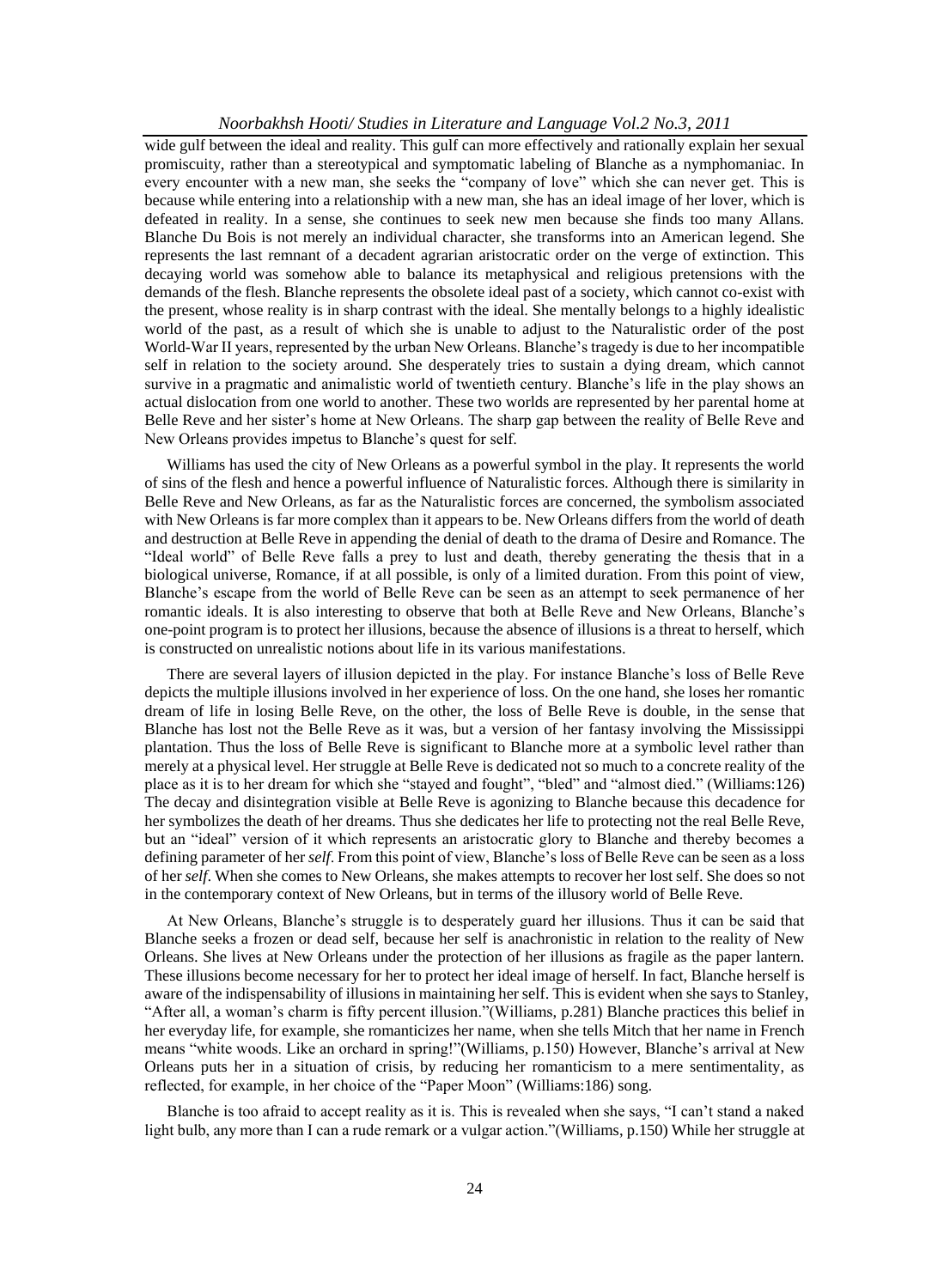wide gulf between the ideal and reality. This gulf can more effectively and rationally explain her sexual promiscuity, rather than a stereotypical and symptomatic labeling of Blanche as a nymphomaniac. In every encounter with a new man, she seeks the "company of love" which she can never get. This is because while entering into a relationship with a new man, she has an ideal image of her lover, which is defeated in reality. In a sense, she continues to seek new men because she finds too many Allans. Blanche Du Bois is not merely an individual character, she transforms into an American legend. She represents the last remnant of a decadent agrarian aristocratic order on the verge of extinction. This decaying world was somehow able to balance its metaphysical and religious pretensions with the demands of the flesh. Blanche represents the obsolete ideal past of a society, which cannot co-exist with the present, whose reality is in sharp contrast with the ideal. She mentally belongs to a highly idealistic world of the past, as a result of which she is unable to adjust to the Naturalistic order of the post World-War II years, represented by the urban New Orleans. Blanche's tragedy is due to her incompatible self in relation to the society around. She desperately tries to sustain a dying dream, which cannot survive in a pragmatic and animalistic world of twentieth century. Blanche's life in the play shows an actual dislocation from one world to another. These two worlds are represented by her parental home at Belle Reve and her sister's home at New Orleans. The sharp gap between the reality of Belle Reve and New Orleans provides impetus to Blanche's quest for self.

Williams has used the city of New Orleans as a powerful symbol in the play. It represents the world of sins of the flesh and hence a powerful influence of Naturalistic forces. Although there is similarity in Belle Reve and New Orleans, as far as the Naturalistic forces are concerned, the symbolism associated with New Orleans is far more complex than it appears to be. New Orleans differs from the world of death and destruction at Belle Reve in appending the denial of death to the drama of Desire and Romance. The "Ideal world" of Belle Reve falls a prey to lust and death, thereby generating the thesis that in a biological universe, Romance, if at all possible, is only of a limited duration. From this point of view, Blanche's escape from the world of Belle Reve can be seen as an attempt to seek permanence of her romantic ideals. It is also interesting to observe that both at Belle Reve and New Orleans, Blanche's one-point program is to protect her illusions, because the absence of illusions is a threat to herself, which is constructed on unrealistic notions about life in its various manifestations.

There are several layers of illusion depicted in the play. For instance Blanche's loss of Belle Reve depicts the multiple illusions involved in her experience of loss. On the one hand, she loses her romantic dream of life in losing Belle Reve, on the other, the loss of Belle Reve is double, in the sense that Blanche has lost not the Belle Reve as it was, but a version of her fantasy involving the Mississippi plantation. Thus the loss of Belle Reve is significant to Blanche more at a symbolic level rather than merely at a physical level. Her struggle at Belle Reve is dedicated not so much to a concrete reality of the place as it is to her dream for which she "stayed and fought", "bled" and "almost died." (Williams:126) The decay and disintegration visible at Belle Reve is agonizing to Blanche because this decadence for her symbolizes the death of her dreams. Thus she dedicates her life to protecting not the real Belle Reve, but an "ideal" version of it which represents an aristocratic glory to Blanche and thereby becomes a defining parameter of her *self*. From this point of view, Blanche's loss of Belle Reve can be seen as a loss of her *self*. When she comes to New Orleans, she makes attempts to recover her lost self. She does so not in the contemporary context of New Orleans, but in terms of the illusory world of Belle Reve.

At New Orleans, Blanche's struggle is to desperately guard her illusions. Thus it can be said that Blanche seeks a frozen or dead self, because her self is anachronistic in relation to the reality of New Orleans. She lives at New Orleans under the protection of her illusions as fragile as the paper lantern. These illusions become necessary for her to protect her ideal image of herself. In fact, Blanche herself is aware of the indispensability of illusions in maintaining her self. This is evident when she says to Stanley, "After all, a woman's charm is fifty percent illusion."(Williams, p.281) Blanche practices this belief in her everyday life, for example, she romanticizes her name, when she tells Mitch that her name in French means "white woods. Like an orchard in spring!"(Williams, p.150) However, Blanche's arrival at New Orleans puts her in a situation of crisis, by reducing her romanticism to a mere sentimentality, as reflected, for example, in her choice of the "Paper Moon" (Williams:186) song.

Blanche is too afraid to accept reality as it is. This is revealed when she says, "I can't stand a naked light bulb, any more than I can a rude remark or a vulgar action."(Williams, p.150) While her struggle at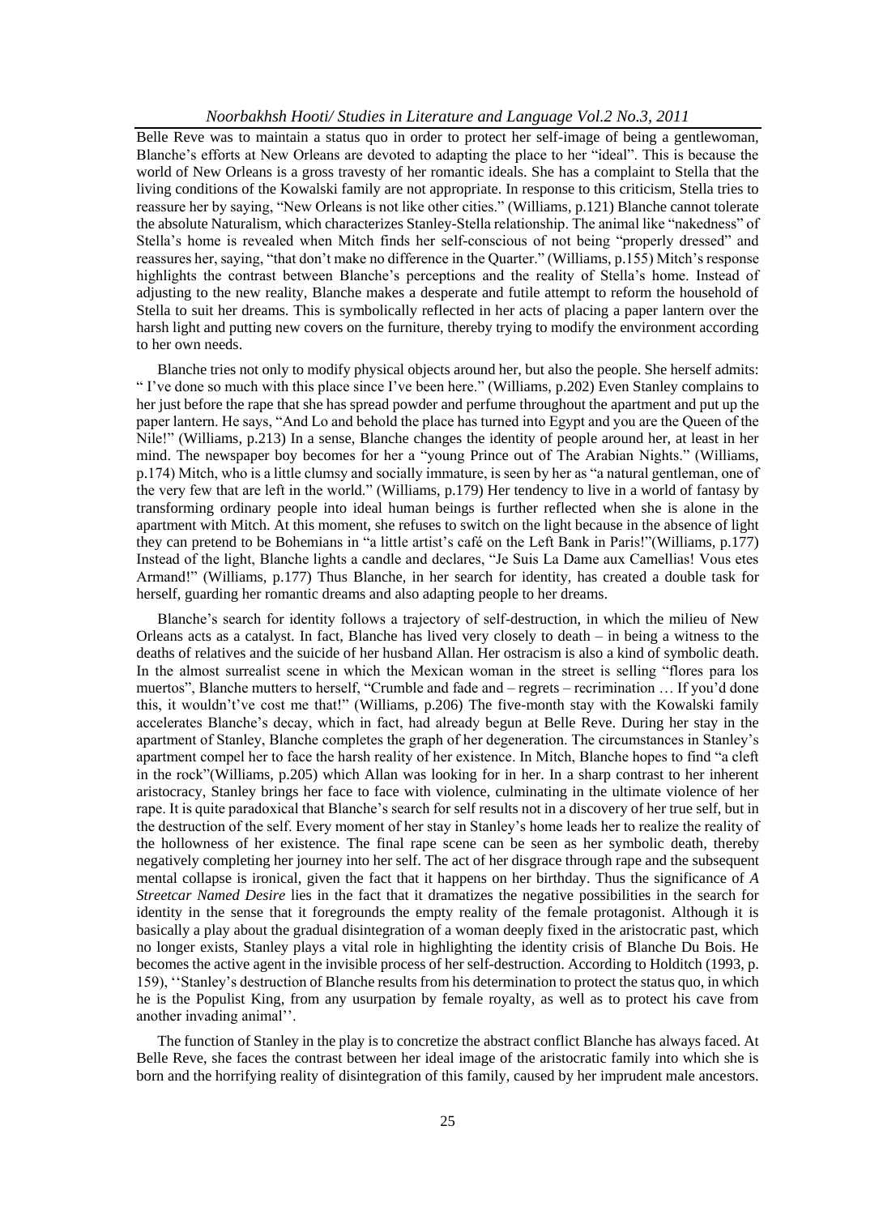Belle Reve was to maintain a status quo in order to protect her self-image of being a gentlewoman, Blanche's efforts at New Orleans are devoted to adapting the place to her "ideal". This is because the world of New Orleans is a gross travesty of her romantic ideals. She has a complaint to Stella that the living conditions of the Kowalski family are not appropriate. In response to this criticism, Stella tries to reassure her by saying, "New Orleans is not like other cities." (Williams, p.121) Blanche cannot tolerate the absolute Naturalism, which characterizes Stanley-Stella relationship. The animal like "nakedness" of Stella's home is revealed when Mitch finds her self-conscious of not being "properly dressed" and reassures her, saying, "that don't make no difference in the Quarter." (Williams, p.155) Mitch's response highlights the contrast between Blanche's perceptions and the reality of Stella's home. Instead of adjusting to the new reality, Blanche makes a desperate and futile attempt to reform the household of Stella to suit her dreams. This is symbolically reflected in her acts of placing a paper lantern over the harsh light and putting new covers on the furniture, thereby trying to modify the environment according to her own needs.

Blanche tries not only to modify physical objects around her, but also the people. She herself admits: " I've done so much with this place since I've been here." (Williams, p.202) Even Stanley complains to her just before the rape that she has spread powder and perfume throughout the apartment and put up the paper lantern. He says, "And Lo and behold the place has turned into Egypt and you are the Queen of the Nile!" (Williams, p.213) In a sense, Blanche changes the identity of people around her, at least in her mind. The newspaper boy becomes for her a "young Prince out of The Arabian Nights." (Williams, p.174) Mitch, who is a little clumsy and socially immature, is seen by her as "a natural gentleman, one of the very few that are left in the world." (Williams, p.179) Her tendency to live in a world of fantasy by transforming ordinary people into ideal human beings is further reflected when she is alone in the apartment with Mitch. At this moment, she refuses to switch on the light because in the absence of light they can pretend to be Bohemians in "a little artist's café on the Left Bank in Paris!"(Williams, p.177) Instead of the light, Blanche lights a candle and declares, "Je Suis La Dame aux Camellias! Vous etes Armand!" (Williams, p.177) Thus Blanche, in her search for identity, has created a double task for herself, guarding her romantic dreams and also adapting people to her dreams.

Blanche's search for identity follows a trajectory of self-destruction, in which the milieu of New Orleans acts as a catalyst. In fact, Blanche has lived very closely to death – in being a witness to the deaths of relatives and the suicide of her husband Allan. Her ostracism is also a kind of symbolic death. In the almost surrealist scene in which the Mexican woman in the street is selling "flores para los muertos", Blanche mutters to herself, "Crumble and fade and – regrets – recrimination … If you'd done this, it wouldn't've cost me that!" (Williams, p.206) The five-month stay with the Kowalski family accelerates Blanche's decay, which in fact, had already begun at Belle Reve. During her stay in the apartment of Stanley, Blanche completes the graph of her degeneration. The circumstances in Stanley's apartment compel her to face the harsh reality of her existence. In Mitch, Blanche hopes to find "a cleft in the rock"(Williams, p.205) which Allan was looking for in her. In a sharp contrast to her inherent aristocracy, Stanley brings her face to face with violence, culminating in the ultimate violence of her rape. It is quite paradoxical that Blanche's search for self results not in a discovery of her true self, but in the destruction of the self. Every moment of her stay in Stanley's home leads her to realize the reality of the hollowness of her existence. The final rape scene can be seen as her symbolic death, thereby negatively completing her journey into her self. The act of her disgrace through rape and the subsequent mental collapse is ironical, given the fact that it happens on her birthday. Thus the significance of *A Streetcar Named Desire* lies in the fact that it dramatizes the negative possibilities in the search for identity in the sense that it foregrounds the empty reality of the female protagonist. Although it is basically a play about the gradual disintegration of a woman deeply fixed in the aristocratic past, which no longer exists, Stanley plays a vital role in highlighting the identity crisis of Blanche Du Bois. He becomes the active agent in the invisible process of her self-destruction. According to Holditch (1993, p. 159), ''Stanley's destruction of Blanche results from his determination to protect the status quo, in which he is the Populist King, from any usurpation by female royalty, as well as to protect his cave from another invading animal''.

The function of Stanley in the play is to concretize the abstract conflict Blanche has always faced. At Belle Reve, she faces the contrast between her ideal image of the aristocratic family into which she is born and the horrifying reality of disintegration of this family, caused by her imprudent male ancestors.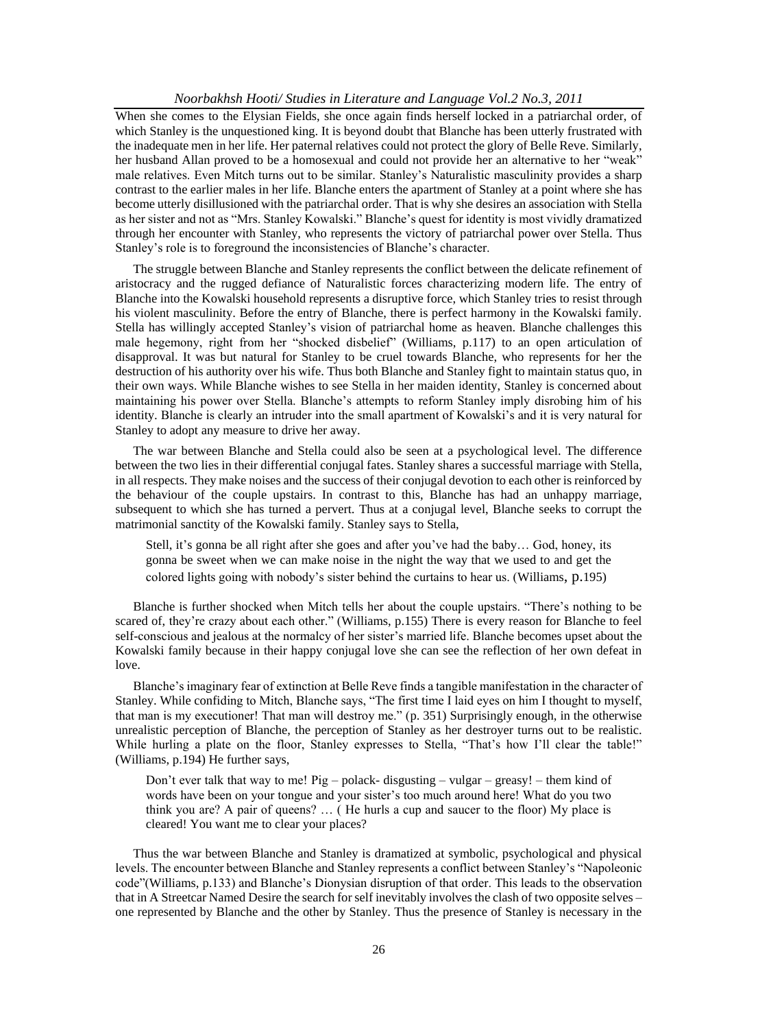When she comes to the Elysian Fields, she once again finds herself locked in a patriarchal order, of which Stanley is the unquestioned king. It is beyond doubt that Blanche has been utterly frustrated with the inadequate men in her life. Her paternal relatives could not protect the glory of Belle Reve. Similarly, her husband Allan proved to be a homosexual and could not provide her an alternative to her "weak" male relatives. Even Mitch turns out to be similar. Stanley's Naturalistic masculinity provides a sharp contrast to the earlier males in her life. Blanche enters the apartment of Stanley at a point where she has become utterly disillusioned with the patriarchal order. That is why she desires an association with Stella as her sister and not as "Mrs. Stanley Kowalski." Blanche's quest for identity is most vividly dramatized through her encounter with Stanley, who represents the victory of patriarchal power over Stella. Thus Stanley's role is to foreground the inconsistencies of Blanche's character.

The struggle between Blanche and Stanley represents the conflict between the delicate refinement of aristocracy and the rugged defiance of Naturalistic forces characterizing modern life. The entry of Blanche into the Kowalski household represents a disruptive force, which Stanley tries to resist through his violent masculinity. Before the entry of Blanche, there is perfect harmony in the Kowalski family. Stella has willingly accepted Stanley's vision of patriarchal home as heaven. Blanche challenges this male hegemony, right from her "shocked disbelief" (Williams, p.117) to an open articulation of disapproval. It was but natural for Stanley to be cruel towards Blanche, who represents for her the destruction of his authority over his wife. Thus both Blanche and Stanley fight to maintain status quo, in their own ways. While Blanche wishes to see Stella in her maiden identity, Stanley is concerned about maintaining his power over Stella. Blanche's attempts to reform Stanley imply disrobing him of his identity. Blanche is clearly an intruder into the small apartment of Kowalski's and it is very natural for Stanley to adopt any measure to drive her away.

The war between Blanche and Stella could also be seen at a psychological level. The difference between the two lies in their differential conjugal fates. Stanley shares a successful marriage with Stella, in all respects. They make noises and the success of their conjugal devotion to each other is reinforced by the behaviour of the couple upstairs. In contrast to this, Blanche has had an unhappy marriage, subsequent to which she has turned a pervert. Thus at a conjugal level, Blanche seeks to corrupt the matrimonial sanctity of the Kowalski family. Stanley says to Stella,

> Stell, it's gonna be all right after she goes and after you've had the baby… God, honey, its gonna be sweet when we can make noise in the night the way that we used to and get the colored lights going with nobody's sister behind the curtains to hear us. (Williams, p.195)

Blanche is further shocked when Mitch tells her about the couple upstairs. "There's nothing to be scared of, they're crazy about each other." (Williams, p.155) There is every reason for Blanche to feel self-conscious and jealous at the normalcy of her sister's married life. Blanche becomes upset about the Kowalski family because in their happy conjugal love she can see the reflection of her own defeat in love.

Blanche's imaginary fear of extinction at Belle Reve finds a tangible manifestation in the character of Stanley. While confiding to Mitch, Blanche says, "The first time I laid eyes on him I thought to myself, that man is my executioner! That man will destroy me." (p. 351) Surprisingly enough, in the otherwise unrealistic perception of Blanche, the perception of Stanley as her destroyer turns out to be realistic. While hurling a plate on the floor, Stanley expresses to Stella, "That's how I'll clear the table!" (Williams, p.194) He further says,

> Don't ever talk that way to me! Pig – polack- disgusting – vulgar – greasy! – them kind of words have been on your tongue and your sister's too much around here! What do you two think you are? A pair of queens? … ( He hurls a cup and saucer to the floor) My place is cleared! You want me to clear your places?

Thus the war between Blanche and Stanley is dramatized at symbolic, psychological and physical levels. The encounter between Blanche and Stanley represents a conflict between Stanley's "Napoleonic code"(Williams, p.133) and Blanche's Dionysian disruption of that order. This leads to the observation that in A Streetcar Named Desire the search for self inevitably involves the clash of two opposite selves – one represented by Blanche and the other by Stanley. Thus the presence of Stanley is necessary in the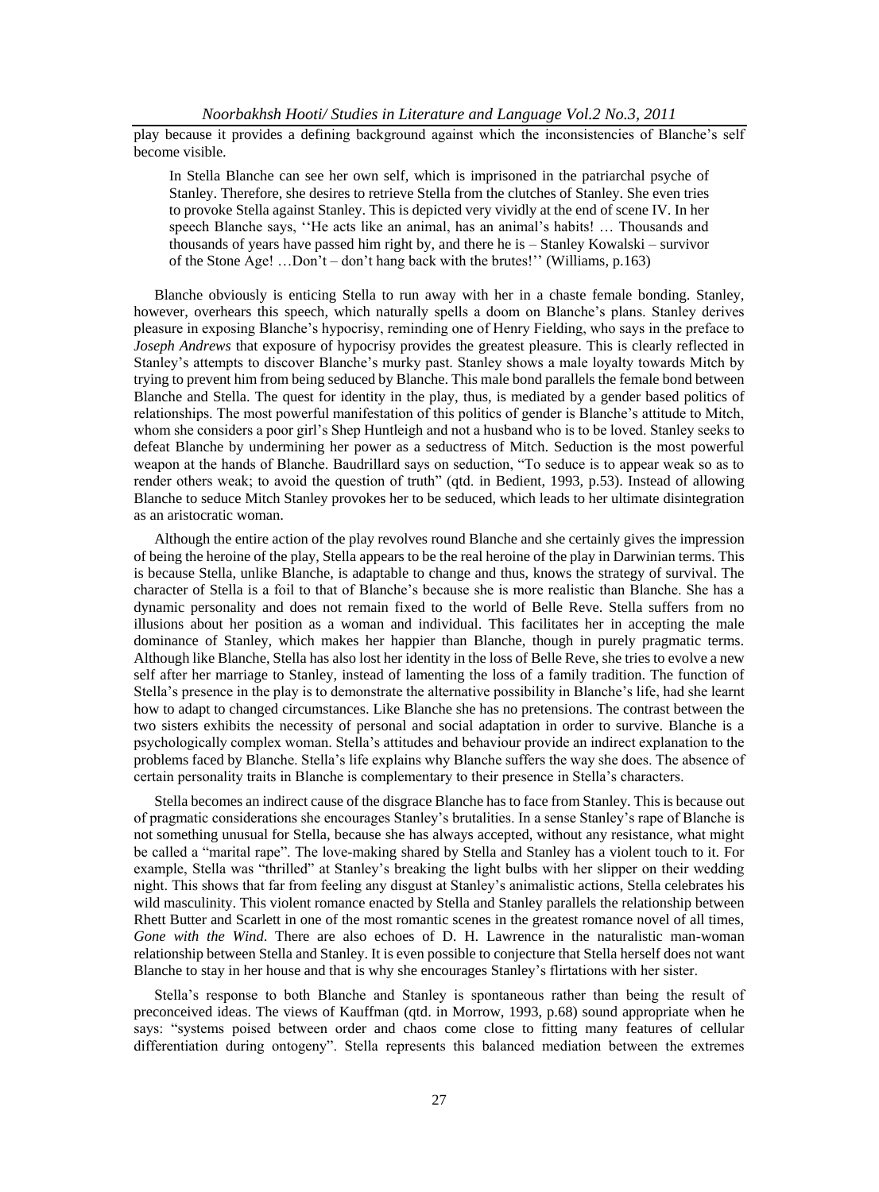play because it provides a defining background against which the inconsistencies of Blanche's self become visible.

> In Stella Blanche can see her own self, which is imprisoned in the patriarchal psyche of Stanley. Therefore, she desires to retrieve Stella from the clutches of Stanley. She even tries to provoke Stella against Stanley. This is depicted very vividly at the end of scene IV. In her speech Blanche says, ''He acts like an animal, has an animal's habits! … Thousands and thousands of years have passed him right by, and there he is – Stanley Kowalski – survivor of the Stone Age! …Don't – don't hang back with the brutes!'' (Williams, p.163)

Blanche obviously is enticing Stella to run away with her in a chaste female bonding. Stanley, however, overhears this speech, which naturally spells a doom on Blanche's plans. Stanley derives pleasure in exposing Blanche's hypocrisy, reminding one of Henry Fielding, who says in the preface to *Joseph Andrews* that exposure of hypocrisy provides the greatest pleasure. This is clearly reflected in Stanley's attempts to discover Blanche's murky past. Stanley shows a male loyalty towards Mitch by trying to prevent him from being seduced by Blanche. This male bond parallels the female bond between Blanche and Stella. The quest for identity in the play, thus, is mediated by a gender based politics of relationships. The most powerful manifestation of this politics of gender is Blanche's attitude to Mitch, whom she considers a poor girl's Shep Huntleigh and not a husband who is to be loved. Stanley seeks to defeat Blanche by undermining her power as a seductress of Mitch. Seduction is the most powerful weapon at the hands of Blanche. Baudrillard says on seduction, "To seduce is to appear weak so as to render others weak; to avoid the question of truth" (qtd. in Bedient, 1993, p.53). Instead of allowing Blanche to seduce Mitch Stanley provokes her to be seduced, which leads to her ultimate disintegration as an aristocratic woman.

Although the entire action of the play revolves round Blanche and she certainly gives the impression of being the heroine of the play, Stella appears to be the real heroine of the play in Darwinian terms. This is because Stella, unlike Blanche, is adaptable to change and thus, knows the strategy of survival. The character of Stella is a foil to that of Blanche's because she is more realistic than Blanche. She has a dynamic personality and does not remain fixed to the world of Belle Reve. Stella suffers from no illusions about her position as a woman and individual. This facilitates her in accepting the male dominance of Stanley, which makes her happier than Blanche, though in purely pragmatic terms. Although like Blanche, Stella has also lost her identity in the loss of Belle Reve, she tries to evolve a new self after her marriage to Stanley, instead of lamenting the loss of a family tradition. The function of Stella's presence in the play is to demonstrate the alternative possibility in Blanche's life, had she learnt how to adapt to changed circumstances. Like Blanche she has no pretensions. The contrast between the two sisters exhibits the necessity of personal and social adaptation in order to survive. Blanche is a psychologically complex woman. Stella's attitudes and behaviour provide an indirect explanation to the problems faced by Blanche. Stella's life explains why Blanche suffers the way she does. The absence of certain personality traits in Blanche is complementary to their presence in Stella's characters.

Stella becomes an indirect cause of the disgrace Blanche has to face from Stanley. This is because out of pragmatic considerations she encourages Stanley's brutalities. In a sense Stanley's rape of Blanche is not something unusual for Stella, because she has always accepted, without any resistance, what might be called a "marital rape". The love-making shared by Stella and Stanley has a violent touch to it. For example, Stella was "thrilled" at Stanley's breaking the light bulbs with her slipper on their wedding night. This shows that far from feeling any disgust at Stanley's animalistic actions, Stella celebrates his wild masculinity. This violent romance enacted by Stella and Stanley parallels the relationship between Rhett Butter and Scarlett in one of the most romantic scenes in the greatest romance novel of all times, *Gone with the Wind*. There are also echoes of D. H. Lawrence in the naturalistic man-woman relationship between Stella and Stanley. It is even possible to conjecture that Stella herself does not want Blanche to stay in her house and that is why she encourages Stanley's flirtations with her sister.

Stella's response to both Blanche and Stanley is spontaneous rather than being the result of preconceived ideas. The views of Kauffman (qtd. in Morrow, 1993, p.68) sound appropriate when he says: "systems poised between order and chaos come close to fitting many features of cellular differentiation during ontogeny". Stella represents this balanced mediation between the extremes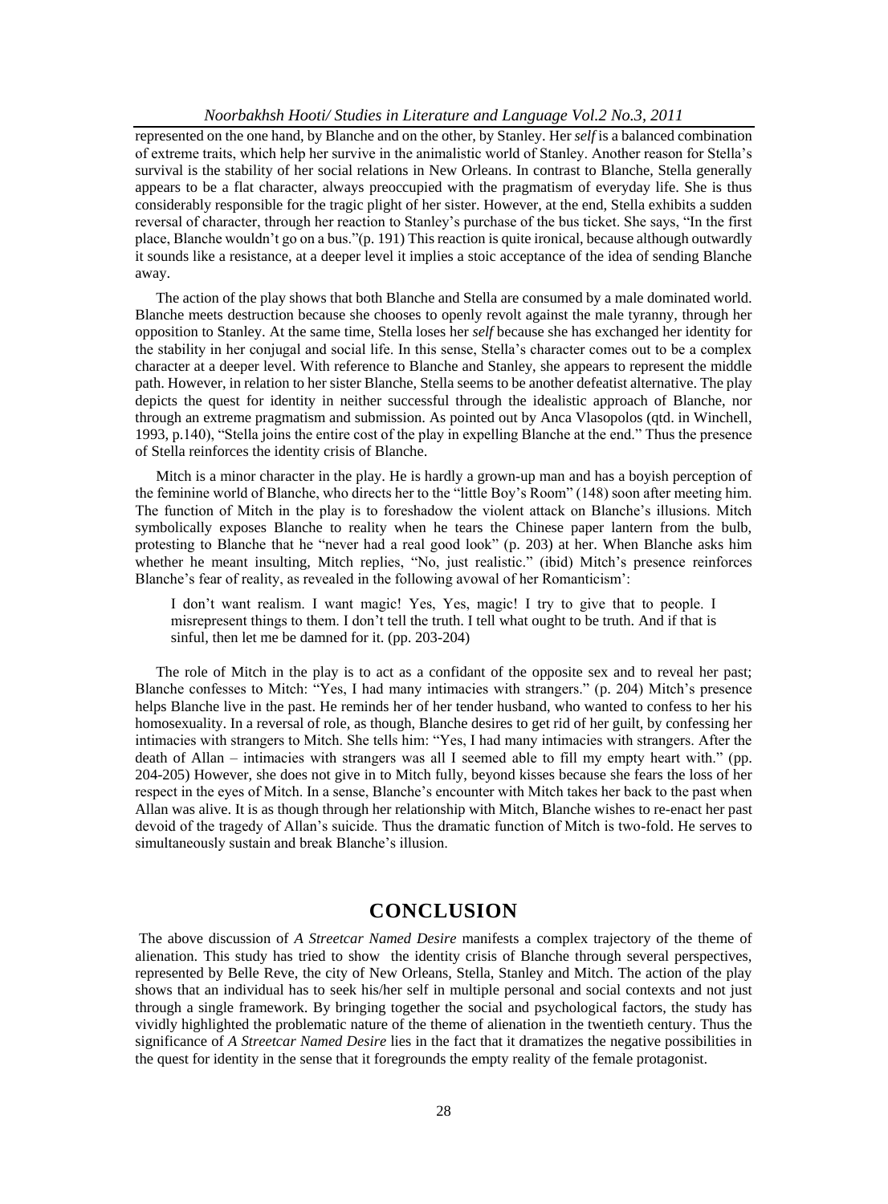represented on the one hand, by Blanche and on the other, by Stanley. Her *self* is a balanced combination of extreme traits, which help her survive in the animalistic world of Stanley. Another reason for Stella's survival is the stability of her social relations in New Orleans. In contrast to Blanche, Stella generally appears to be a flat character, always preoccupied with the pragmatism of everyday life. She is thus considerably responsible for the tragic plight of her sister. However, at the end, Stella exhibits a sudden reversal of character, through her reaction to Stanley's purchase of the bus ticket. She says, "In the first place, Blanche wouldn't go on a bus."(p. 191) This reaction is quite ironical, because although outwardly it sounds like a resistance, at a deeper level it implies a stoic acceptance of the idea of sending Blanche away.

The action of the play shows that both Blanche and Stella are consumed by a male dominated world. Blanche meets destruction because she chooses to openly revolt against the male tyranny, through her opposition to Stanley. At the same time, Stella loses her *self* because she has exchanged her identity for the stability in her conjugal and social life. In this sense, Stella's character comes out to be a complex character at a deeper level. With reference to Blanche and Stanley, she appears to represent the middle path. However, in relation to her sister Blanche, Stella seems to be another defeatist alternative. The play depicts the quest for identity in neither successful through the idealistic approach of Blanche, nor through an extreme pragmatism and submission. As pointed out by Anca Vlasopolos (qtd. in Winchell, 1993, p.140), "Stella joins the entire cost of the play in expelling Blanche at the end." Thus the presence of Stella reinforces the identity crisis of Blanche.

Mitch is a minor character in the play. He is hardly a grown-up man and has a boyish perception of the feminine world of Blanche, who directs her to the "little Boy's Room" (148) soon after meeting him. The function of Mitch in the play is to foreshadow the violent attack on Blanche's illusions. Mitch symbolically exposes Blanche to reality when he tears the Chinese paper lantern from the bulb, protesting to Blanche that he "never had a real good look" (p. 203) at her. When Blanche asks him whether he meant insulting, Mitch replies, "No, just realistic." (ibid) Mitch's presence reinforces Blanche's fear of reality, as revealed in the following avowal of her Romanticism':

> I don't want realism. I want magic! Yes, Yes, magic! I try to give that to people. I misrepresent things to them. I don't tell the truth. I tell what ought to be truth. And if that is sinful, then let me be damned for it. (pp. 203-204)

The role of Mitch in the play is to act as a confidant of the opposite sex and to reveal her past; Blanche confesses to Mitch: "Yes, I had many intimacies with strangers." (p. 204) Mitch's presence helps Blanche live in the past. He reminds her of her tender husband, who wanted to confess to her his homosexuality. In a reversal of role, as though, Blanche desires to get rid of her guilt, by confessing her intimacies with strangers to Mitch. She tells him: "Yes, I had many intimacies with strangers. After the death of Allan – intimacies with strangers was all I seemed able to fill my empty heart with." (pp. 204-205) However, she does not give in to Mitch fully, beyond kisses because she fears the loss of her respect in the eyes of Mitch. In a sense, Blanche's encounter with Mitch takes her back to the past when Allan was alive. It is as though through her relationship with Mitch, Blanche wishes to re-enact her past devoid of the tragedy of Allan's suicide. Thus the dramatic function of Mitch is two-fold. He serves to simultaneously sustain and break Blanche's illusion.

# CONCLUSION

The above discussion of *A Streetcar Named Desire* manifests a complex trajectory of the theme of alienation. This study has tried to show the identity crisis of Blanche through several perspectives, represented by Belle Reve, the city of New Orleans, Stella, Stanley and Mitch. The action of the play shows that an individual has to seek his/her self in multiple personal and social contexts and not just through a single framework. By bringing together the social and psychological factors, the study has vividly highlighted the problematic nature of the theme of alienation in the twentieth century. Thus the significance of *A Streetcar Named Desire* lies in the fact that it dramatizes the negative possibilities in the quest for identity in the sense that it foregrounds the empty reality of the female protagonist.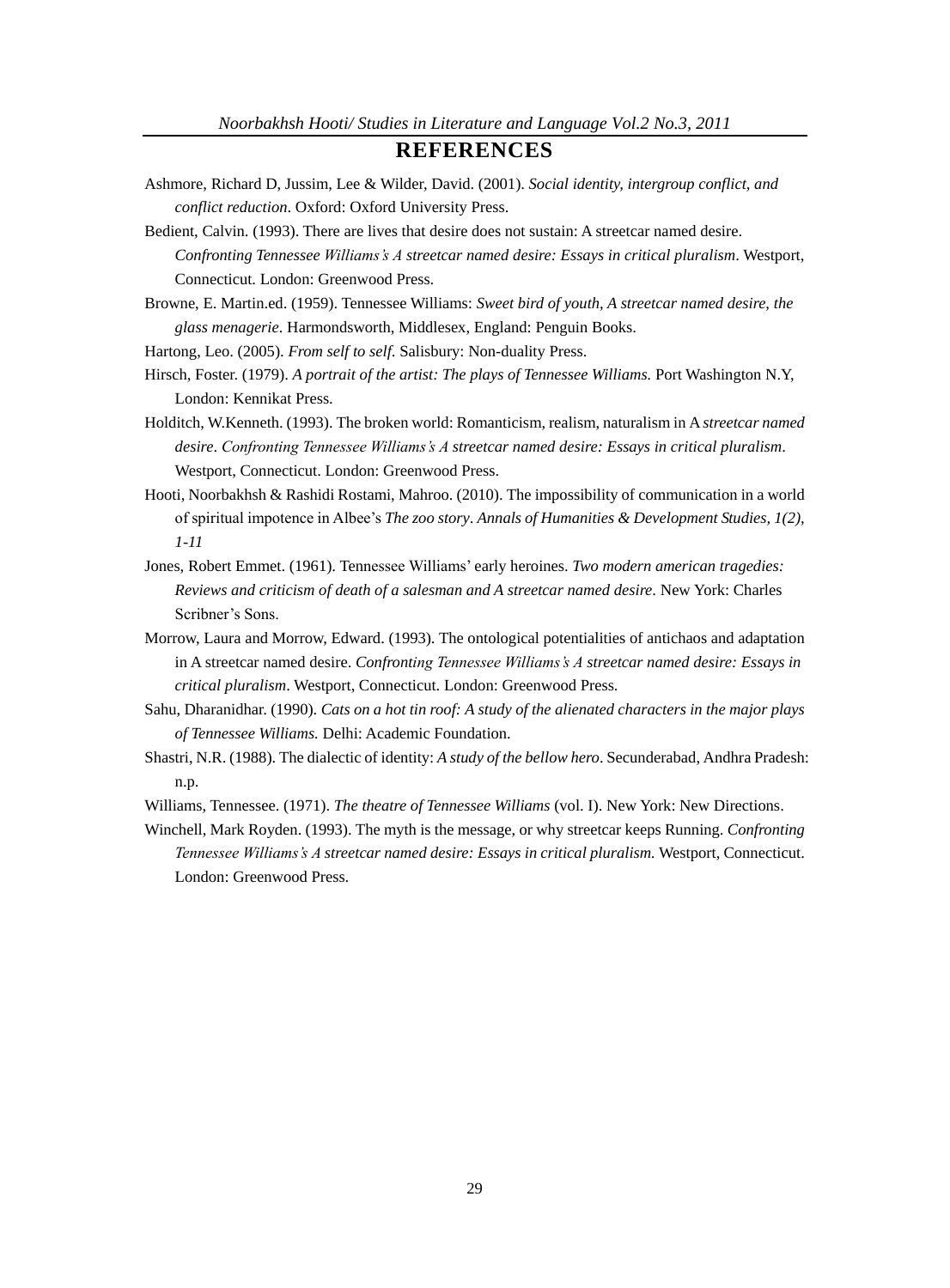## REFERENCES

Ashmore, Richard D, Jussim, Lee & Wilder, David. (2001). *Social identity, intergroup conflict, and conflict reduction*. Oxford: Oxford University Press.

Bedient, Calvin. (1993). There are lives that desire does not sustain: A streetcar named desire. *Confronting Tennessee Williams's A streetcar named desire: Essays in critical pluralism*. Westport, Connecticut. London: Greenwood Press.

Browne, E. Martin.ed. (1959). Tennessee Williams: *Sweet bird of youth, A streetcar named desire, the glass menagerie*. Harmondsworth, Middlesex, England: Penguin Books.

Hartong, Leo. (2005). *From self to self*. Salisbury: Non-duality Press.

Hirsch, Foster. (1979). *A portrait of the artist: The plays of Tennessee Williams.* Port Washington N.Y, London: Kennikat Press.

Holditch, W.Kenneth. (1993). The broken world: Romanticism, realism, naturalism in A *streetcar named desire*. *Confronting Tennessee Williams's A streetcar named desire: Essays in critical pluralism*. Westport, Connecticut. London: Greenwood Press.

Hooti, Noorbakhsh & Rashidi Rostami, Mahroo. (2010). The impossibility of communication in a world of spiritual impotence in Albee's *The zoo story*. *Annals of Humanities & Development Studies, 1(2), 1-11*

Jones, Robert Emmet. (1961). Tennessee Williams' early heroines. *Two modern american tragedies: Reviews and criticism of death of a salesman and A streetcar named desire*. New York: Charles Scribner's Sons.

Morrow, Laura and Morrow, Edward. (1993). The ontological potentialities of antichaos and adaptation in A streetcar named desire. *Confronting Tennessee Williams's A streetcar named desire: Essays in critical pluralism*. Westport, Connecticut. London: Greenwood Press.

Sahu, Dharanidhar. (1990). *Cats on a hot tin roof: A study of the alienated characters in the major plays of Tennessee Williams.* Delhi: Academic Foundation.

Shastri, N.R. (1988). The dialectic of identity: *A study of the bellow hero*. Secunderabad, Andhra Pradesh: n.p.

Williams, Tennessee. (1971). *The theatre of Tennessee Williams* (vol. I). New York: New Directions.

Winchell, Mark Royden. (1993). The myth is the message, or why streetcar keeps Running. *Confronting Tennessee Williams's A streetcar named desire: Essays in critical pluralism.* Westport, Connecticut. London: Greenwood Press.